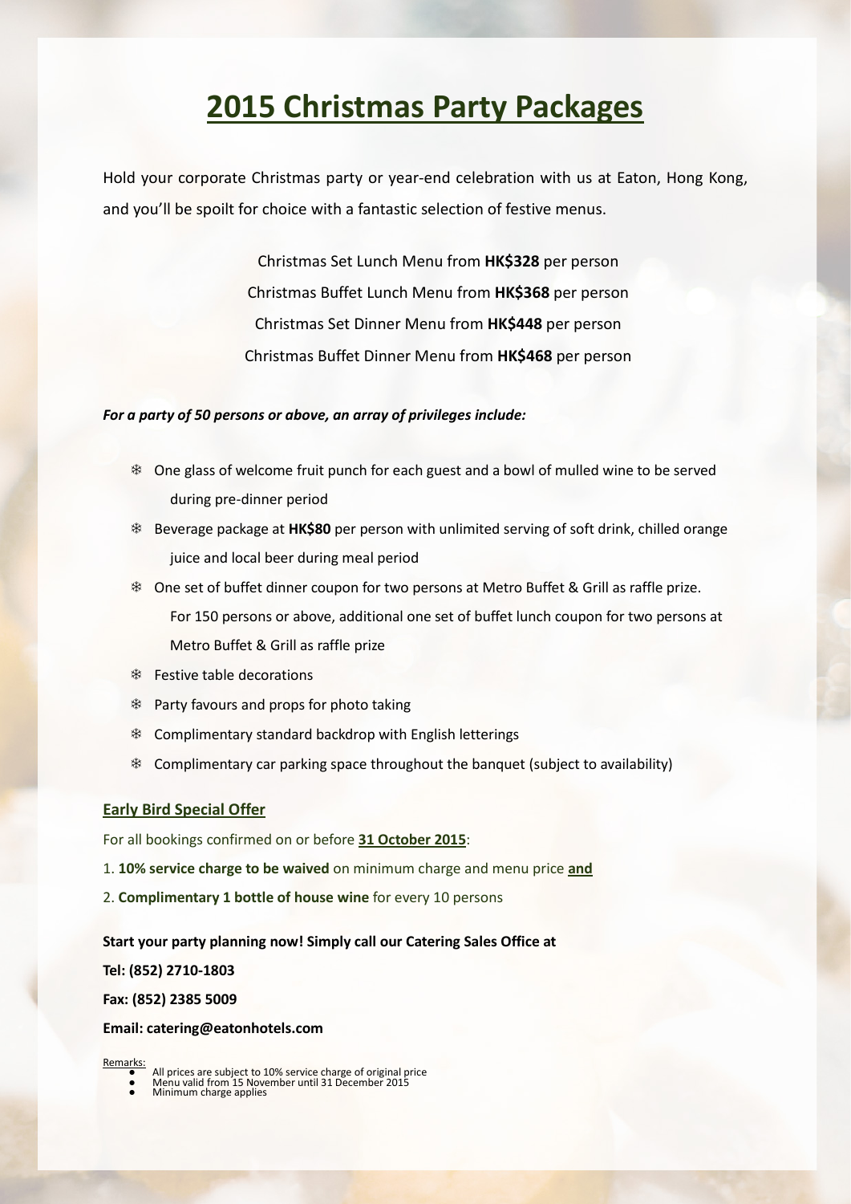# 2015 Christmas Party Packages

Hold your corporate Christmas party or year-end celebration with us at Eaton, Hong Kong, and you'll be spoilt for choice with a fantastic selection of festive menus.

Christmas Set Lunch Menu from **HK$328** per person

Christmas Buffet Lunch Menu from **HK$368** per person

Christmas Set Dinner Menu from **HK$448** per person

Christmas Buffet Dinner Menu from **HK$468** per person

***For a party of 50 persons or above, an array of privileges include:***

- One glass of welcome fruit punch for each guest and a bowl of mulled wine to be served during pre-dinner period
- Beverage package at **HK$80** per person with unlimited serving of soft drink, chilled orange juice and local beer during meal period
- One set of buffet dinner coupon for two persons at Metro Buffet & Grill as raffle prize. For 150 persons or above, additional one set of buffet lunch coupon for two persons at Metro Buffet & Grill as raffle prize
- Festive table decorations
- Party favours and props for photo taking
- Complimentary standard backdrop with English letterings
- Complimentary car parking space throughout the banquet (subject to availability)

## Early Bird Special Offer

For all bookings confirmed on or before **31 October 2015**:

1. **10% service charge to be waived** on minimum charge and menu price **and**
2. **Complimentary 1 bottle of house wine** for every 10 persons

**Start your party planning now! Simply call our Catering Sales Office at**

**Tel: (852) 2710-1803**

**Fax: (852) 2385 5009**

**Email: catering@eatonhotels.com**

Remarks:

- All prices are subject to 10% service charge of original price
- Menu valid from 15 November until 31 December 2015
- Minimum charge applies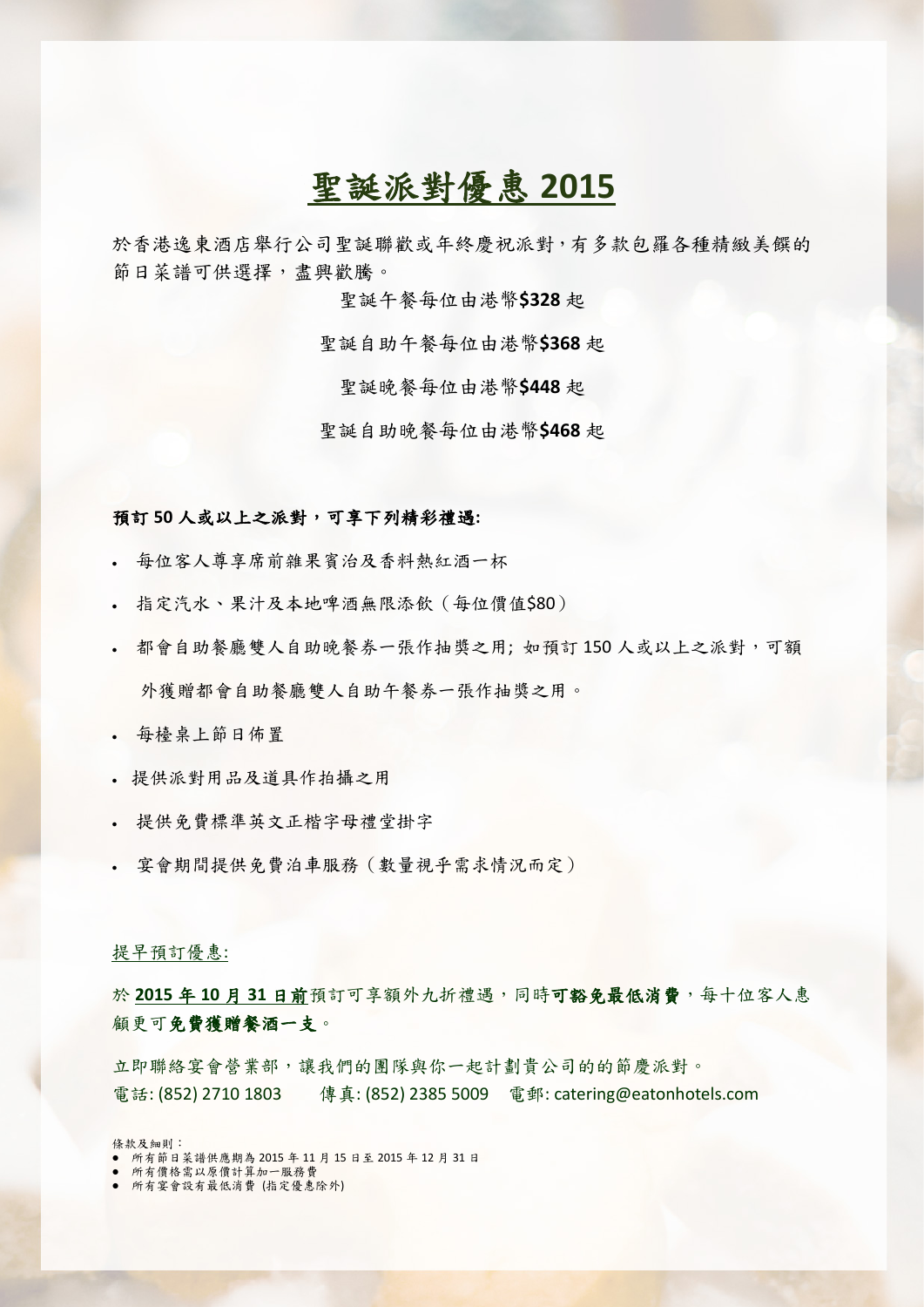# 聖誕派對優惠 2015

於香港逸東酒店舉行公司聖誕聯歡或年終慶祝派對，有多款包羅各種精緻美饌的節日菜譜可供選擇，盡興歡騰。

聖誕午餐每位由港幣**$328** 起

聖誕自助午餐每位由港幣**$368** 起

聖誕晚餐每位由港幣**$448** 起

聖誕自助晚餐每位由港幣**$468** 起

**預訂 50 人或以上之派對，可享下列精彩禮遇:**

- 每位客人尊享席前雜果賓治及香料熱紅酒一杯
- 指定汽水、果汁及本地啤酒無限添飲（每位價值$80）
- 都會自助餐廳雙人自助晚餐券一張作抽獎之用; 如預訂 150 人或以上之派對，可額外獲贈都會自助餐廳雙人自助午餐券一張作抽獎之用。
- 每檯桌上節日佈置
- 提供派對用品及道具作拍攝之用
- 提供免費標準英文正楷字母禮堂掛字
- 宴會期間提供免費泊車服務（數量視乎需求情況而定）

提早預訂優惠:

於 **2015 年 10 月 31 日前**預訂可享額外九折禮遇，同時**可豁免最低消費**，每十位客人惠顧更可**免費獲贈餐酒一支**。

立即聯絡宴會營業部，讓我們的團隊與你一起計劃貴公司的的節慶派對。
電話: (852) 2710 1803　　傳真: (852) 2385 5009　電郵: catering@eatonhotels.com

條款及細則：

- 所有節日菜譜供應期為 2015 年 11 月 15 日至 2015 年 12 月 31 日
- 所有價格需以原價計算加一服務費
- 所有宴會設有最低消費 (指定優惠除外)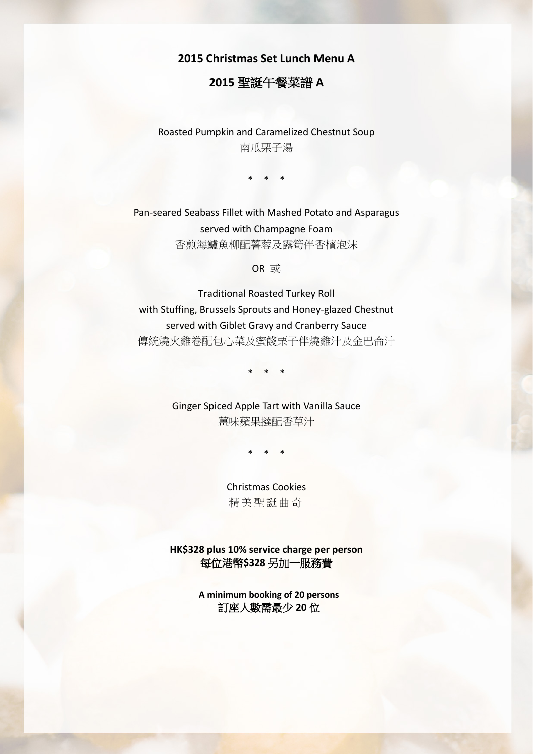**2015 Christmas Set Lunch Menu A**

**2015 聖誕午餐菜譜 A**

Roasted Pumpkin and Caramelized Chestnut Soup
南瓜栗子湯

\* \* \*

Pan-seared Seabass Fillet with Mashed Potato and Asparagus
served with Champagne Foam
香煎海鱸魚柳配薯蓉及露筍伴香檳泡沫

OR 或

Traditional Roasted Turkey Roll
with Stuffing, Brussels Sprouts and Honey-glazed Chestnut
served with Giblet Gravy and Cranberry Sauce
傳統燒火雞卷配包心菜及蜜餞栗子伴燒雞汁及金巴侖汁

\* \* \*

Ginger Spiced Apple Tart with Vanilla Sauce
薑味蘋果撻配香草汁

\* \* \*

Christmas Cookies
精美聖誕曲奇

**HK$328 plus 10% service charge per person**
**每位港幣$328 另加一服務費**

**A minimum booking of 20 persons**
**訂座人數需最少 20 位**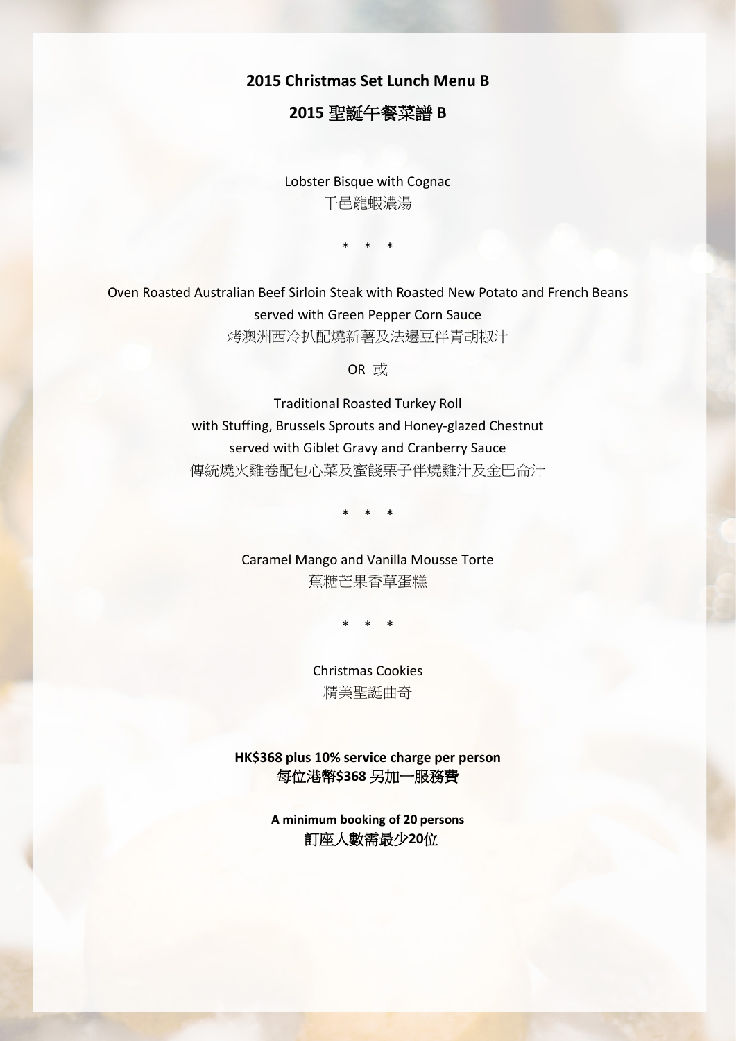# 2015 Christmas Set Lunch Menu B

# 2015 聖誕午餐菜譜 B

Lobster Bisque with Cognac
干邑龍蝦濃湯

\* \* \*

Oven Roasted Australian Beef Sirloin Steak with Roasted New Potato and French Beans
served with Green Pepper Corn Sauce
烤澳洲西冷扒配燒新薯及法邊豆伴青胡椒汁

OR 或

Traditional Roasted Turkey Roll
with Stuffing, Brussels Sprouts and Honey-glazed Chestnut
served with Giblet Gravy and Cranberry Sauce
傳統燒火雞卷配包心菜及蜜餞栗子伴燒雞汁及金巴侖汁

\* \* \*

Caramel Mango and Vanilla Mousse Torte
蕉糖芒果香草蛋糕

\* \* \*

Christmas Cookies
精美聖誕曲奇

**HK$368 plus 10% service charge per person**
**每位港幣$368 另加一服務費**

**A minimum booking of 20 persons**
**訂座人數需最少20位**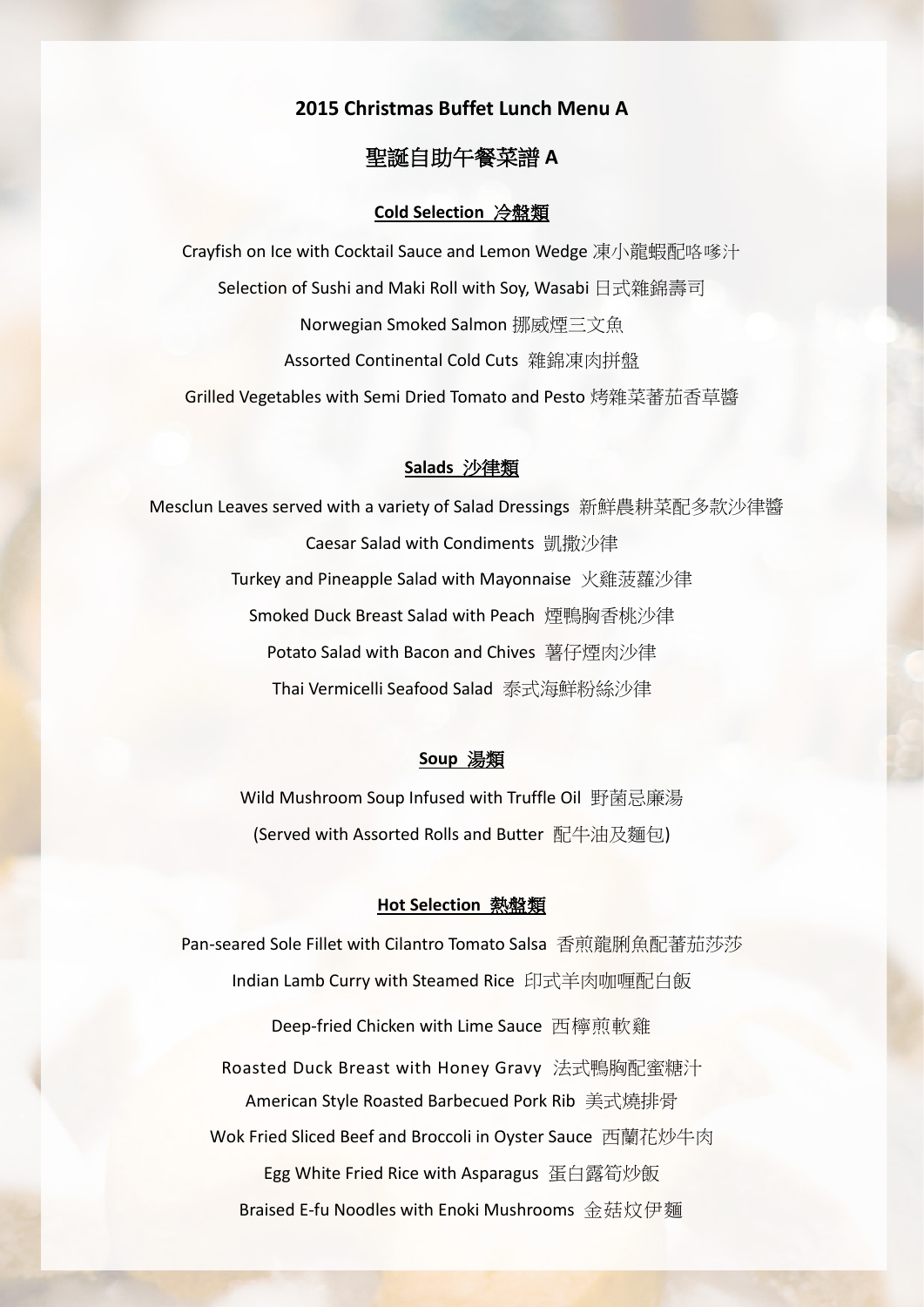## 2015 Christmas Buffet Lunch Menu A

## 聖誕自助午餐菜譜 A

**Cold Selection 冷盤類**

Crayfish on Ice with Cocktail Sauce and Lemon Wedge 凍小龍蝦配咯嗲汁

Selection of Sushi and Maki Roll with Soy, Wasabi 日式雜錦壽司

Norwegian Smoked Salmon 挪威煙三文魚

Assorted Continental Cold Cuts 雜錦凍肉拼盤

Grilled Vegetables with Semi Dried Tomato and Pesto 烤雜菜蕃茄香草醬

**Salads 沙律類**

Mesclun Leaves served with a variety of Salad Dressings 新鮮農耕菜配多款沙律醬

Caesar Salad with Condiments 凱撒沙律

Turkey and Pineapple Salad with Mayonnaise 火雞菠蘿沙律

Smoked Duck Breast Salad with Peach 煙鴨胸香桃沙律

Potato Salad with Bacon and Chives 薯仔煙肉沙律

Thai Vermicelli Seafood Salad 泰式海鮮粉絲沙律

**Soup 湯類**

Wild Mushroom Soup Infused with Truffle Oil 野菌忌廉湯

(Served with Assorted Rolls and Butter 配牛油及麵包)

**Hot Selection 熱盤類**

Pan-seared Sole Fillet with Cilantro Tomato Salsa 香煎龍脷魚配蕃茄莎莎

Indian Lamb Curry with Steamed Rice 印式羊肉咖喱配白飯

Deep-fried Chicken with Lime Sauce 西檸煎軟雞

Roasted Duck Breast with Honey Gravy 法式鴨胸配蜜糖汁

American Style Roasted Barbecued Pork Rib 美式燒排骨

Wok Fried Sliced Beef and Broccoli in Oyster Sauce 西蘭花炒牛肉

Egg White Fried Rice with Asparagus 蛋白露筍炒飯

Braised E-fu Noodles with Enoki Mushrooms 金菇炆伊麵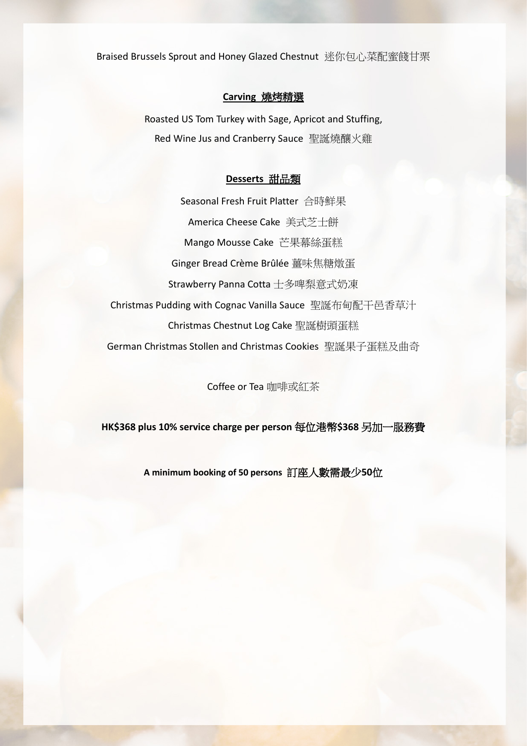Braised Brussels Sprout and Honey Glazed Chestnut 迷你包心菜配蜜餞甘栗

**Carving 燒烤精選**

Roasted US Tom Turkey with Sage, Apricot and Stuffing,

Red Wine Jus and Cranberry Sauce 聖誕燒釀火雞

**Desserts 甜品類**

Seasonal Fresh Fruit Platter 合時鮮果

America Cheese Cake 美式芝士餅

Mango Mousse Cake 芒果幕絲蛋糕

Ginger Bread Crème Brûlée 薑味焦糖燉蛋

Strawberry Panna Cotta 士多啤梨意式奶凍

Christmas Pudding with Cognac Vanilla Sauce 聖誕布甸配干邑香草汁

Christmas Chestnut Log Cake 聖誕樹頭蛋糕

German Christmas Stollen and Christmas Cookies 聖誕果子蛋糕及曲奇

Coffee or Tea 咖啡或紅茶

**HK$368 plus 10% service charge per person 每位港幣$368 另加一服務費**

**A minimum booking of 50 persons 訂座人數需最少50位**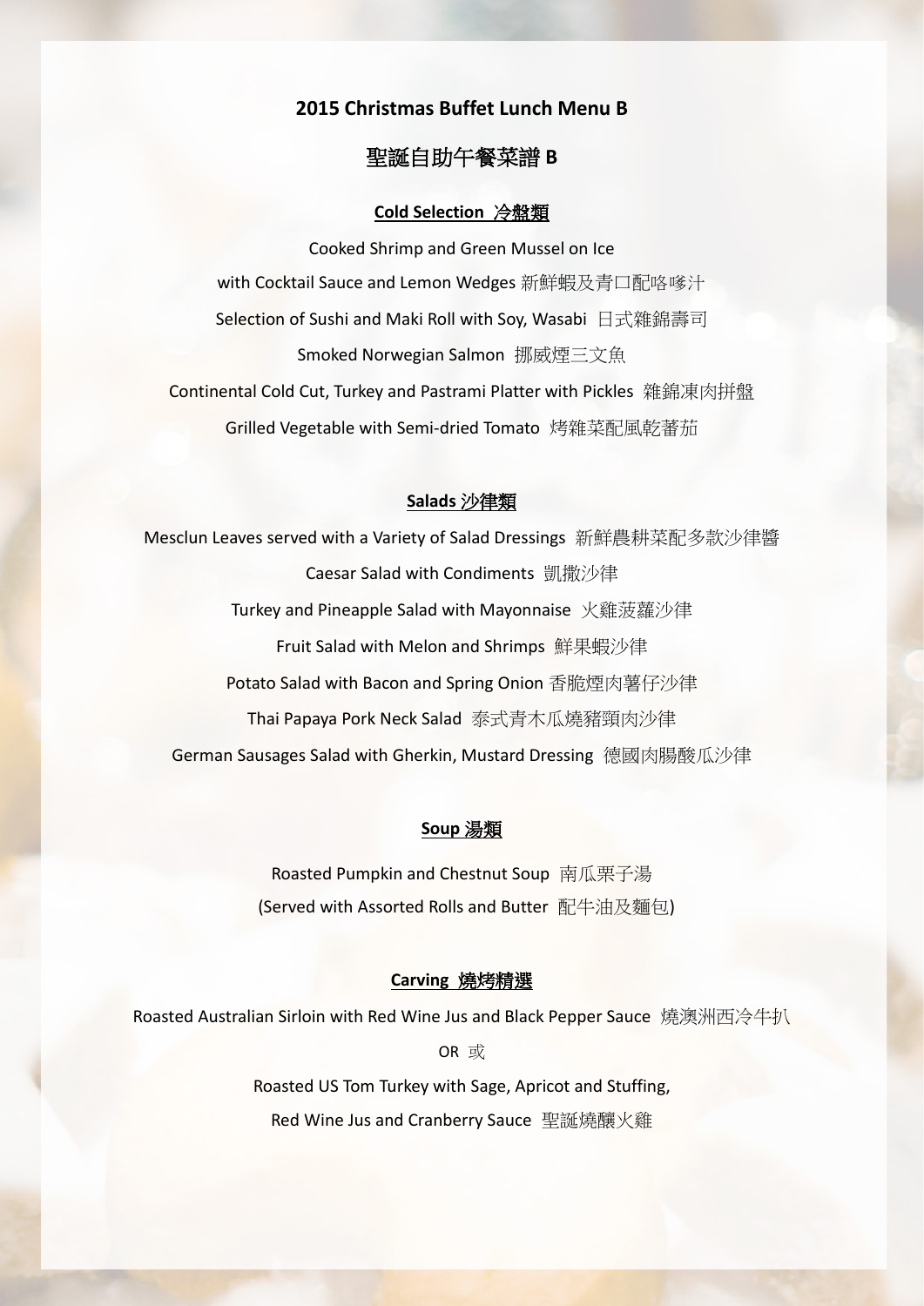**2015 Christmas Buffet Lunch Menu B**

**聖誕自助午餐菜譜 B**

**Cold Selection 冷盤類**

Cooked Shrimp and Green Mussel on Ice

with Cocktail Sauce and Lemon Wedges 新鮮蝦及青口配咯嗲汁

Selection of Sushi and Maki Roll with Soy, Wasabi 日式雜錦壽司

Smoked Norwegian Salmon 挪威煙三文魚

Continental Cold Cut, Turkey and Pastrami Platter with Pickles 雜錦凍肉拼盤

Grilled Vegetable with Semi-dried Tomato 烤雜菜配風乾蕃茄

**Salads 沙律類**

Mesclun Leaves served with a Variety of Salad Dressings 新鮮農耕菜配多款沙律醬

Caesar Salad with Condiments 凱撒沙律

Turkey and Pineapple Salad with Mayonnaise 火雞菠蘿沙律

Fruit Salad with Melon and Shrimps 鮮果蝦沙律

Potato Salad with Bacon and Spring Onion 香脆煙肉薯仔沙律

Thai Papaya Pork Neck Salad 泰式青木瓜燒豬頸肉沙律

German Sausages Salad with Gherkin, Mustard Dressing 德國肉腸酸瓜沙律

**Soup 湯類**

Roasted Pumpkin and Chestnut Soup 南瓜栗子湯

(Served with Assorted Rolls and Butter 配牛油及麵包)

**Carving 燒烤精選**

Roasted Australian Sirloin with Red Wine Jus and Black Pepper Sauce 燒澳洲西冷牛扒

OR 或

Roasted US Tom Turkey with Sage, Apricot and Stuffing,

Red Wine Jus and Cranberry Sauce 聖誕燒釀火雞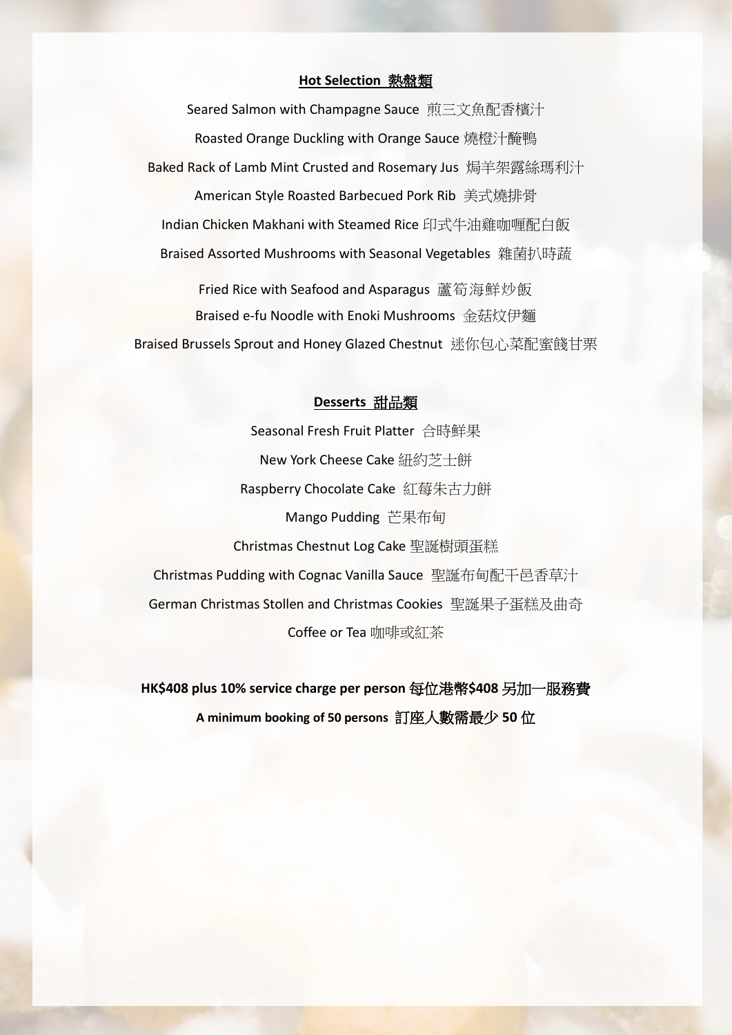**Hot Selection 熱盤類**

Seared Salmon with Champagne Sauce 煎三文魚配香檳汁

Roasted Orange Duckling with Orange Sauce 燒橙汁醃鴨

Baked Rack of Lamb Mint Crusted and Rosemary Jus 焗羊架露絲瑪利汁

American Style Roasted Barbecued Pork Rib 美式燒排骨

Indian Chicken Makhani with Steamed Rice 印式牛油雞咖喱配白飯

Braised Assorted Mushrooms with Seasonal Vegetables 雜菌扒時蔬

Fried Rice with Seafood and Asparagus 蘆筍海鮮炒飯

Braised e-fu Noodle with Enoki Mushrooms 金菇炆伊麵

Braised Brussels Sprout and Honey Glazed Chestnut 迷你包心菜配蜜餞甘栗

**Desserts 甜品類**

Seasonal Fresh Fruit Platter 合時鮮果

New York Cheese Cake 紐約芝士餅

Raspberry Chocolate Cake 紅莓朱古力餅

Mango Pudding 芒果布甸

Christmas Chestnut Log Cake 聖誕樹頭蛋糕

Christmas Pudding with Cognac Vanilla Sauce 聖誕布甸配干邑香草汁

German Christmas Stollen and Christmas Cookies 聖誕果子蛋糕及曲奇

Coffee or Tea 咖啡或紅茶

**HK$408 plus 10% service charge per person 每位港幣$408 另加一服務費**

**A minimum booking of 50 persons 訂座人數需最少 50 位**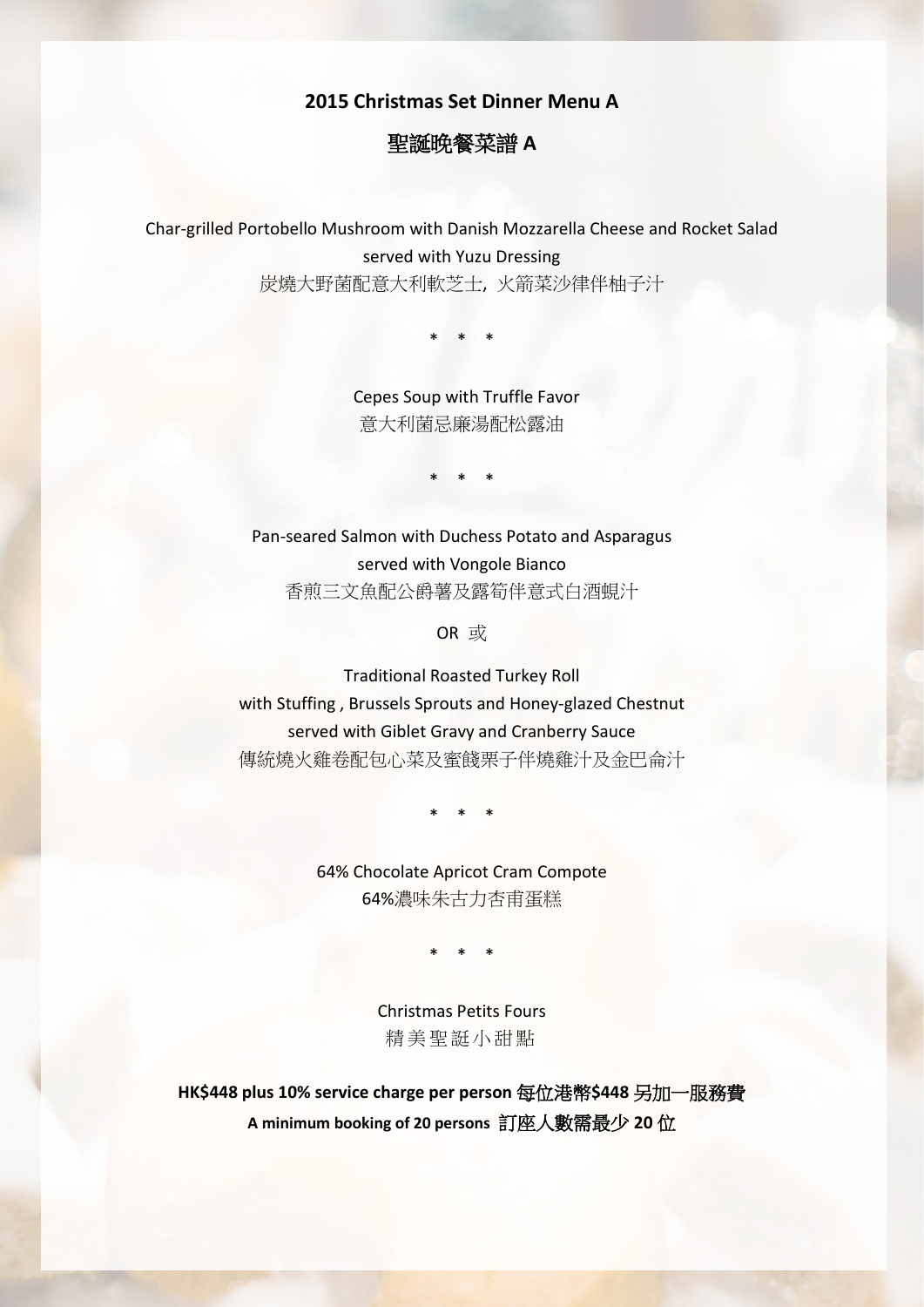**2015 Christmas Set Dinner Menu A**

**聖誕晚餐菜譜 A**

Char-grilled Portobello Mushroom with Danish Mozzarella Cheese and Rocket Salad
served with Yuzu Dressing
炭燒大野菌配意大利軟芝士, 火箭菜沙律伴柚子汁

\* \* \*

Cepes Soup with Truffle Favor
意大利菌忌廉湯配松露油

\* \* \*

Pan-seared Salmon with Duchess Potato and Asparagus
served with Vongole Bianco
香煎三文魚配公爵薯及露筍伴意式白酒蜆汁

OR 或

Traditional Roasted Turkey Roll
with Stuffing , Brussels Sprouts and Honey-glazed Chestnut
served with Giblet Gravy and Cranberry Sauce
傳統燒火雞卷配包心菜及蜜餞栗子伴燒雞汁及金巴侖汁

\* \* \*

64% Chocolate Apricot Cram Compote
64%濃味朱古力杏甫蛋糕

\* \* \*

Christmas Petits Fours
精 美 聖 誕 小 甜 點

**HK$448 plus 10% service charge per person** 每位港幣**$448** 另加一服務費

**A minimum booking of 20 persons** 訂座人數需最少 **20** 位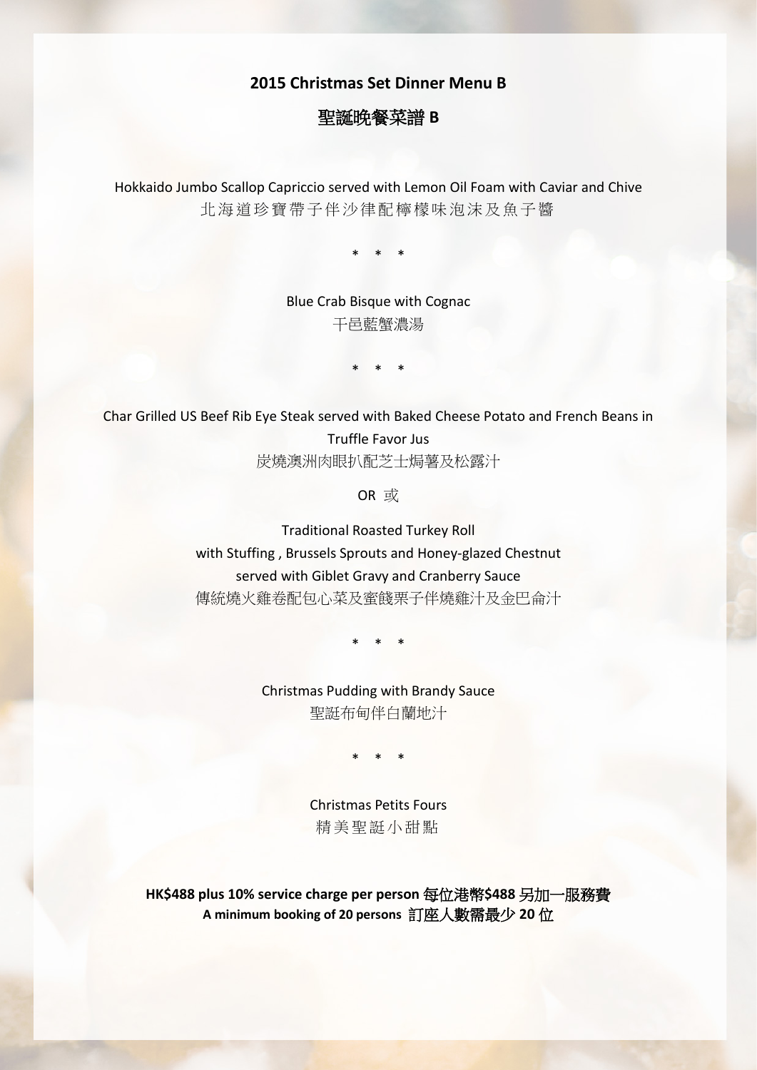**2015 Christmas Set Dinner Menu B**

**聖誕晚餐菜譜 B**

Hokkaido Jumbo Scallop Capriccio served with Lemon Oil Foam with Caviar and Chive
北海道珍寶帶子伴沙律配檸檬味泡沫及魚子醬

* * *

Blue Crab Bisque with Cognac
干邑藍蟹濃湯

* * *

Char Grilled US Beef Rib Eye Steak served with Baked Cheese Potato and French Beans in Truffle Favor Jus
炭燒澳洲肉眼扒配芝士焗薯及松露汁

OR 或

Traditional Roasted Turkey Roll
with Stuffing , Brussels Sprouts and Honey-glazed Chestnut
served with Giblet Gravy and Cranberry Sauce
傳統燒火雞卷配包心菜及蜜餞栗子伴燒雞汁及金巴侖汁

* * *

Christmas Pudding with Brandy Sauce
聖誕布甸伴白蘭地汁

* * *

Christmas Petits Fours
精美聖誕小甜點

**HK$488 plus 10% service charge per person 每位港幣$488 另加一服務費**
**A minimum booking of 20 persons 訂座人數需最少 20 位**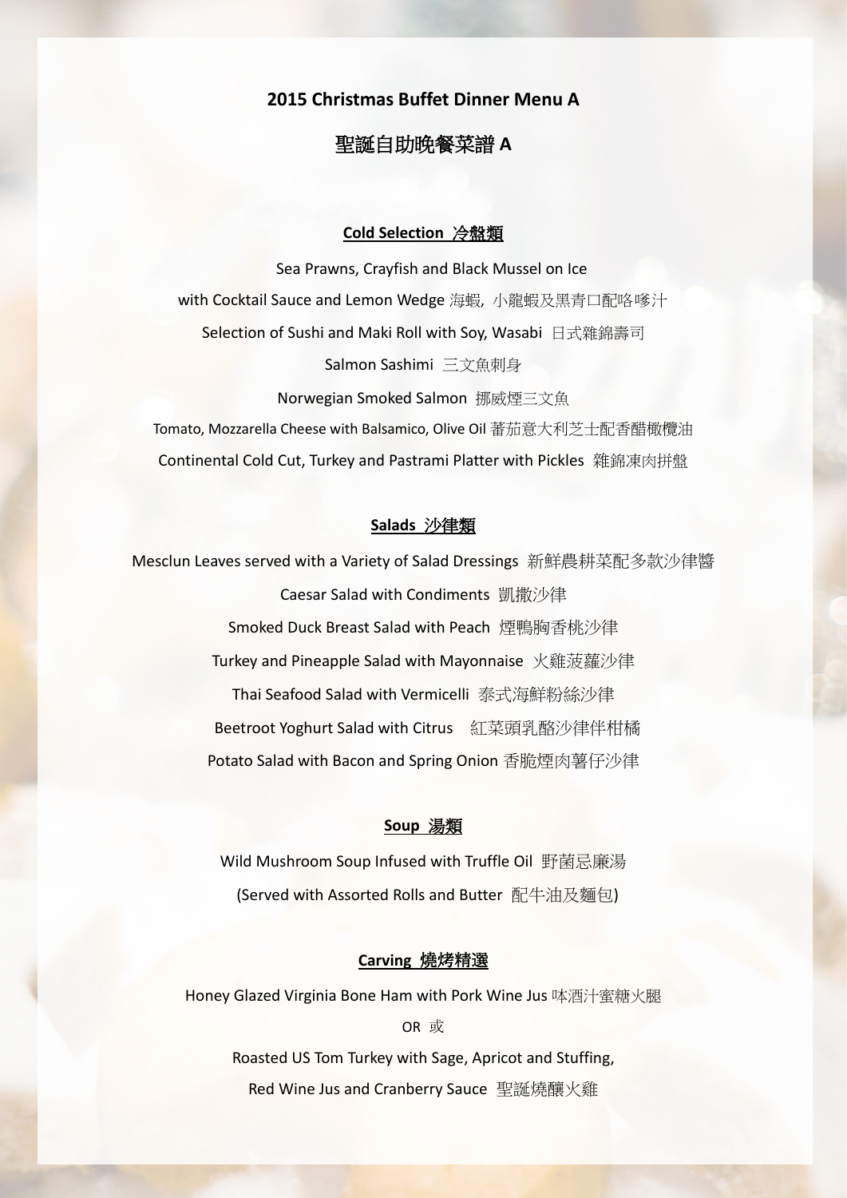## 2015 Christmas Buffet Dinner Menu A

## 聖誕自助晚餐菜譜 A

### Cold Selection 冷盤類

Sea Prawns, Crayfish and Black Mussel on Ice

with Cocktail Sauce and Lemon Wedge 海蝦, 小龍蝦及黑青口配咯嗲汁

Selection of Sushi and Maki Roll with Soy, Wasabi 日式雜錦壽司

Salmon Sashimi 三文魚刺身

Norwegian Smoked Salmon 挪威煙三文魚

Tomato, Mozzarella Cheese with Balsamico, Olive Oil 蕃茄意大利芝士配香醋橄欖油

Continental Cold Cut, Turkey and Pastrami Platter with Pickles 雜錦凍肉拼盤

### Salads 沙律類

Mesclun Leaves served with a Variety of Salad Dressings 新鮮農耕菜配多款沙律醬

Caesar Salad with Condiments 凱撒沙律

Smoked Duck Breast Salad with Peach 煙鴨胸香桃沙律

Turkey and Pineapple Salad with Mayonnaise 火雞菠蘿沙律

Thai Seafood Salad with Vermicelli 泰式海鮮粉絲沙律

Beetroot Yoghurt Salad with Citrus 紅菜頭乳酪沙律伴柑橘

Potato Salad with Bacon and Spring Onion 香脆煙肉薯仔沙律

### Soup 湯類

Wild Mushroom Soup Infused with Truffle Oil 野菌忌廉湯

(Served with Assorted Rolls and Butter 配牛油及麵包)

### Carving 燒烤精選

Honey Glazed Virginia Bone Ham with Pork Wine Jus 味酒汁蜜糖火腿

OR 或

Roasted US Tom Turkey with Sage, Apricot and Stuffing,

Red Wine Jus and Cranberry Sauce 聖誕燒釀火雞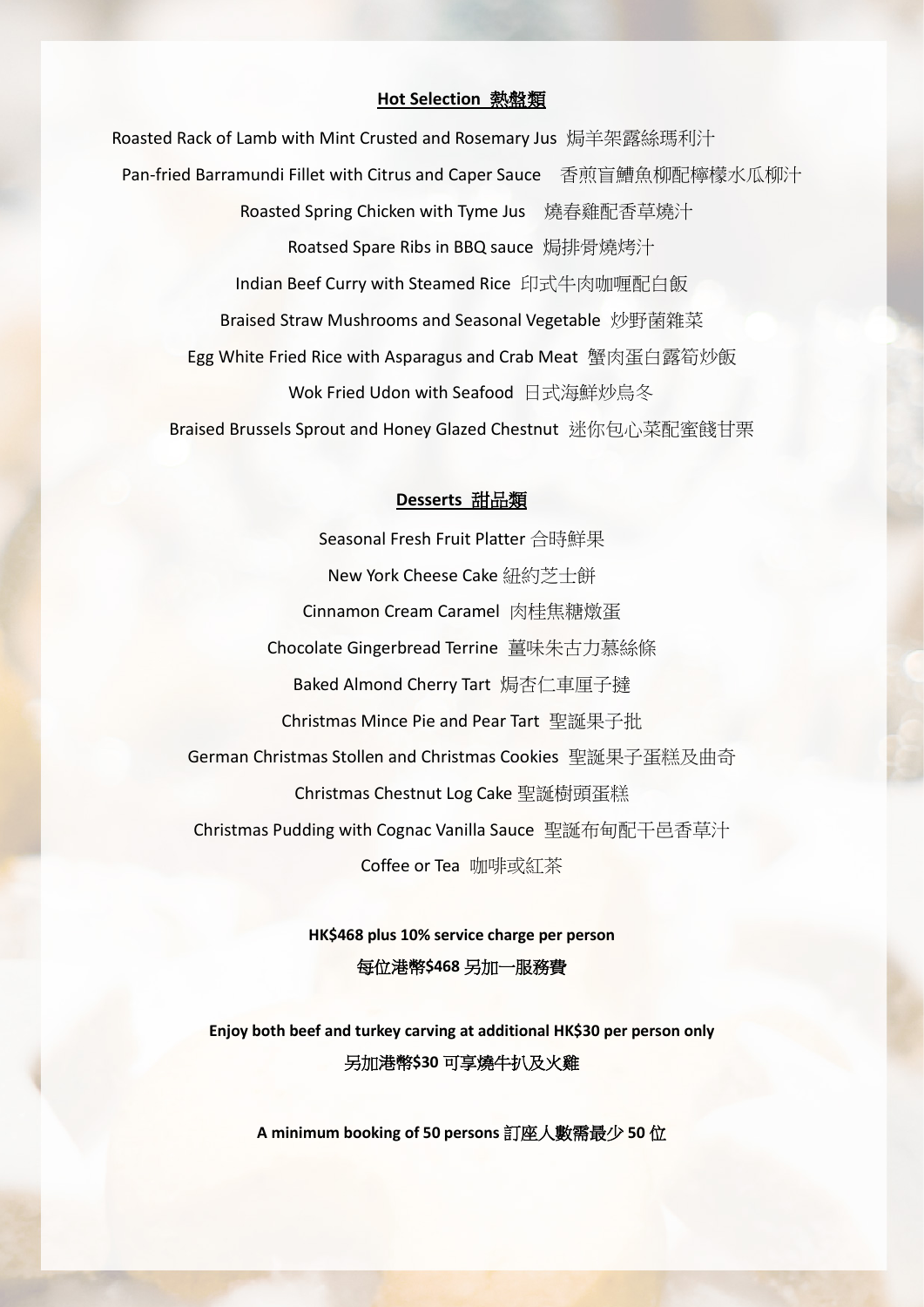## Hot Selection 熱盤類

Roasted Rack of Lamb with Mint Crusted and Rosemary Jus 焗羊架露絲瑪利汁

Pan-fried Barramundi Fillet with Citrus and Caper Sauce 香煎盲鱠魚柳配檸檬水瓜柳汁

Roasted Spring Chicken with Tyme Jus 燒春雞配香草燒汁

Roatsed Spare Ribs in BBQ sauce 焗排骨燒烤汁

Indian Beef Curry with Steamed Rice 印式牛肉咖喱配白飯

Braised Straw Mushrooms and Seasonal Vegetable 炒野菌雜菜

Egg White Fried Rice with Asparagus and Crab Meat 蟹肉蛋白露筍炒飯

Wok Fried Udon with Seafood 日式海鮮炒烏冬

Braised Brussels Sprout and Honey Glazed Chestnut 迷你包心菜配蜜餞甘栗

## Desserts 甜品類

Seasonal Fresh Fruit Platter 合時鮮果

New York Cheese Cake 紐約芝士餅

Cinnamon Cream Caramel 肉桂焦糖燉蛋

Chocolate Gingerbread Terrine 薑味朱古力慕絲條

Baked Almond Cherry Tart 焗杏仁車厘子撻

Christmas Mince Pie and Pear Tart 聖誕果子批

German Christmas Stollen and Christmas Cookies 聖誕果子蛋糕及曲奇

Christmas Chestnut Log Cake 聖誕樹頭蛋糕

Christmas Pudding with Cognac Vanilla Sauce 聖誕布甸配干邑香草汁

Coffee or Tea 咖啡或紅茶

**HK$468 plus 10% service charge per person**

**每位港幣$468 另加一服務費**

**Enjoy both beef and turkey carving at additional HK$30 per person only**

**另加港幣$30 可享燒牛扒及火雞**

**A minimum booking of 50 persons 訂座人數需最少 50 位**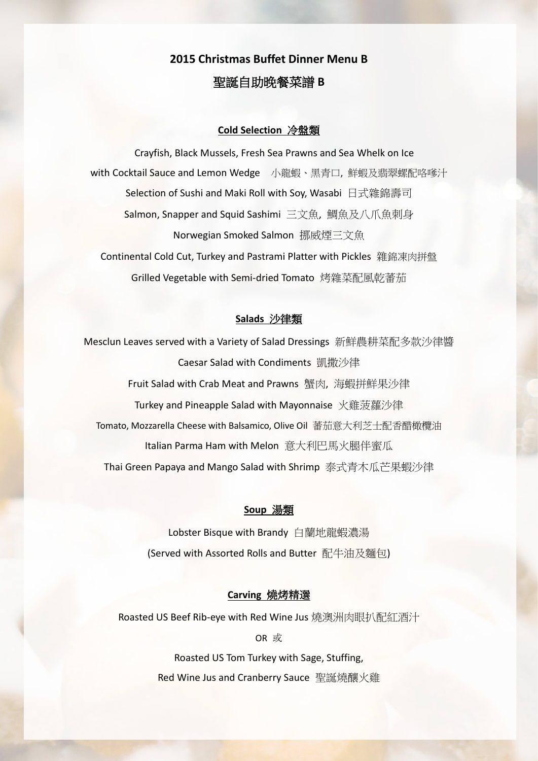# 2015 Christmas Buffet Dinner Menu B

# 聖誕自助晚餐菜譜 B

## Cold Selection 冷盤類

Crayfish, Black Mussels, Fresh Sea Prawns and Sea Whelk on Ice
with Cocktail Sauce and Lemon Wedge 小龍蝦、黑青口, 鮮蝦及翡翠螺配咯嗲汁

Selection of Sushi and Maki Roll with Soy, Wasabi 日式雜錦壽司

Salmon, Snapper and Squid Sashimi 三文魚, 鯛魚及八爪魚刺身

Norwegian Smoked Salmon 挪威煙三文魚

Continental Cold Cut, Turkey and Pastrami Platter with Pickles 雜錦凍肉拼盤

Grilled Vegetable with Semi-dried Tomato 烤雜菜配風乾蕃茄

## Salads 沙律類

Mesclun Leaves served with a Variety of Salad Dressings 新鮮農耕菜配多款沙律醬

Caesar Salad with Condiments 凱撒沙律

Fruit Salad with Crab Meat and Prawns 蟹肉, 海蝦拼鮮果沙律

Turkey and Pineapple Salad with Mayonnaise 火雞菠蘿沙律

Tomato, Mozzarella Cheese with Balsamico, Olive Oil 蕃茄意大利芝士配香醋橄欖油

Italian Parma Ham with Melon 意大利巴馬火腿伴蜜瓜

Thai Green Papaya and Mango Salad with Shrimp 泰式青木瓜芒果蝦沙律

## Soup 湯類

Lobster Bisque with Brandy 白蘭地龍蝦濃湯

(Served with Assorted Rolls and Butter 配牛油及麵包)

## Carving 燒烤精選

Roasted US Beef Rib-eye with Red Wine Jus 燒澳洲肉眼扒配紅酒汁

OR 或

Roasted US Tom Turkey with Sage, Stuffing,
Red Wine Jus and Cranberry Sauce 聖誕燒釀火雞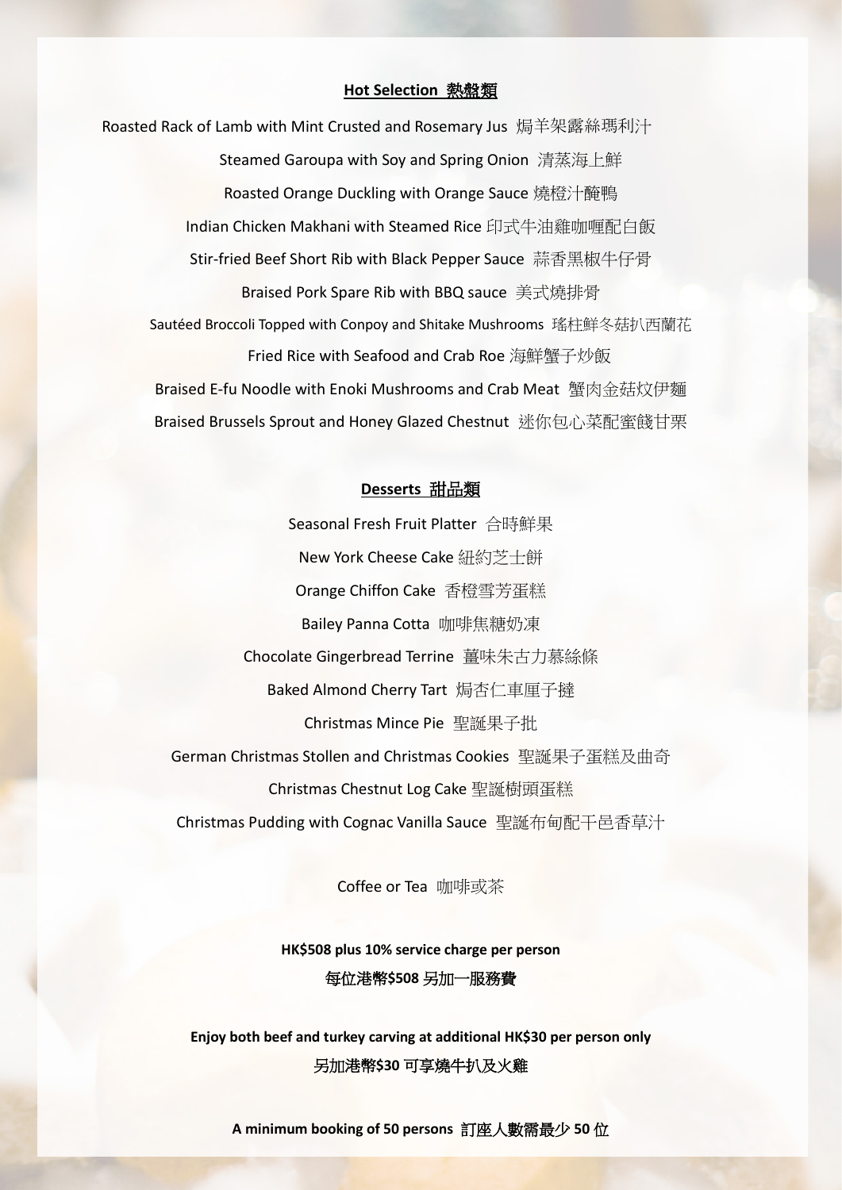## Hot Selection 熱盤類

Roasted Rack of Lamb with Mint Crusted and Rosemary Jus 焗羊架露絲瑪利汁

Steamed Garoupa with Soy and Spring Onion 清蒸海上鮮

Roasted Orange Duckling with Orange Sauce 燒橙汁醃鴨

Indian Chicken Makhani with Steamed Rice 印式牛油雞咖喱配白飯

Stir-fried Beef Short Rib with Black Pepper Sauce 蒜香黑椒牛仔骨

Braised Pork Spare Rib with BBQ sauce 美式燒排骨

Sautéed Broccoli Topped with Conpoy and Shitake Mushrooms 瑤柱鮮冬菇扒西蘭花

Fried Rice with Seafood and Crab Roe 海鮮蟹子炒飯

Braised E-fu Noodle with Enoki Mushrooms and Crab Meat 蟹肉金菇炆伊麵

Braised Brussels Sprout and Honey Glazed Chestnut 迷你包心菜配蜜餞甘栗

## Desserts 甜品類

Seasonal Fresh Fruit Platter 合時鮮果

New York Cheese Cake 紐約芝士餅

Orange Chiffon Cake 香橙雪芳蛋糕

Bailey Panna Cotta 咖啡焦糖奶凍

Chocolate Gingerbread Terrine 薑味朱古力慕絲條

Baked Almond Cherry Tart 焗杏仁車厘子撻

Christmas Mince Pie 聖誕果子批

German Christmas Stollen and Christmas Cookies 聖誕果子蛋糕及曲奇

Christmas Chestnut Log Cake 聖誕樹頭蛋糕

Christmas Pudding with Cognac Vanilla Sauce 聖誕布甸配干邑香草汁

Coffee or Tea 咖啡或茶

**HK$508 plus 10% service charge per person**

**每位港幣$508 另加一服務費**

**Enjoy both beef and turkey carving at additional HK$30 per person only**

**另加港幣$30 可享燒牛扒及火雞**

**A minimum booking of 50 persons 訂座人數需最少 50 位**